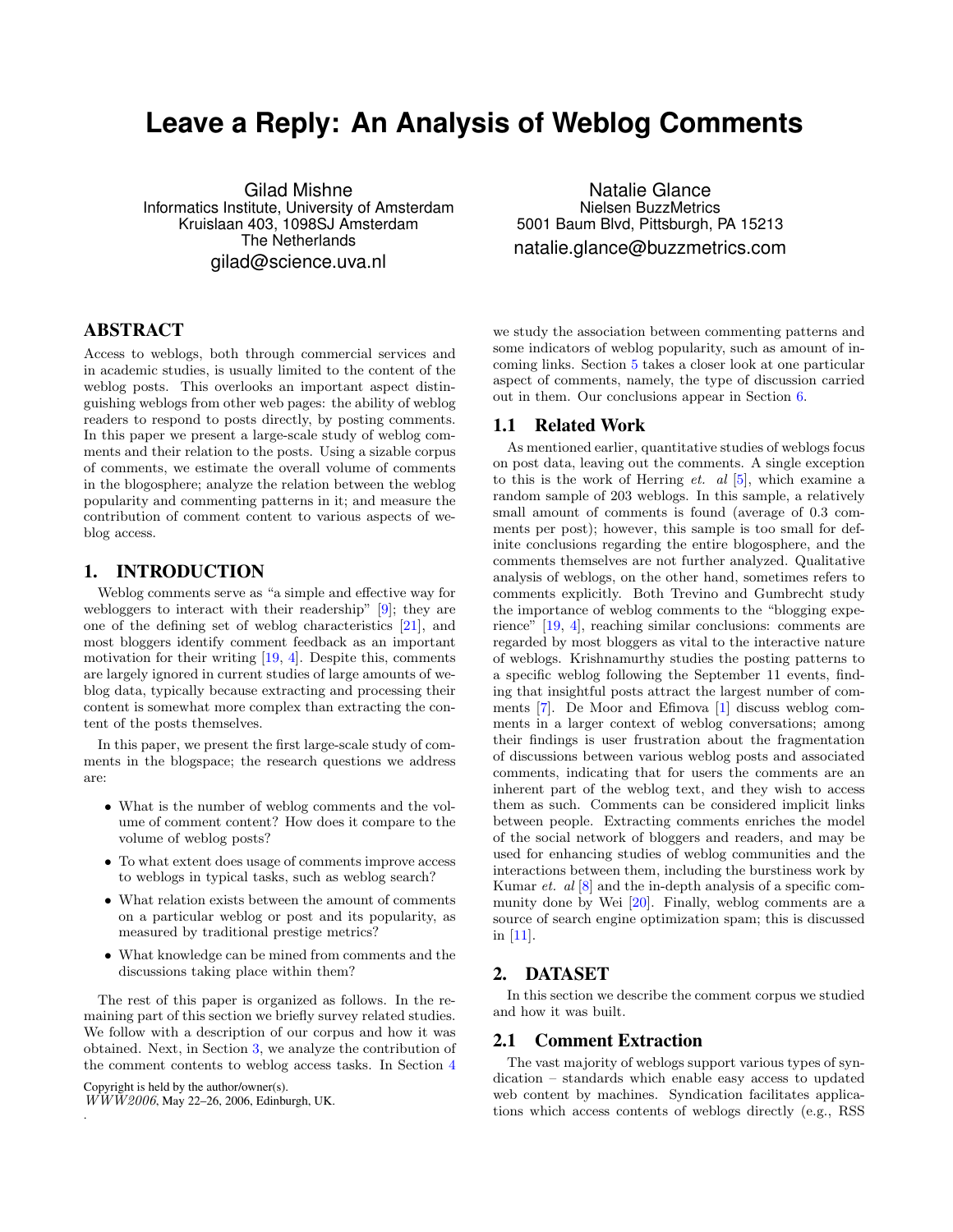# Leave a Reply: An Analysis of Weblog Comments

Gilad Mishne
Informatics Institute, University of Amsterdam
Kruislaan 403, 1098SJ Amsterdam
The Netherlands
gilad@science.uva.nl

Natalie Glance
Nielsen BuzzMetrics
5001 Baum Blvd, Pittsburgh, PA 15213
natalie.glance@buzzmetrics.com

## ABSTRACT

Access to weblogs, both through commercial services and in academic studies, is usually limited to the content of the weblog posts. This overlooks an important aspect distinguishing weblogs from other web pages: the ability of weblog readers to respond to posts directly, by posting comments. In this paper we present a large-scale study of weblog comments and their relation to the posts. Using a sizable corpus of comments, we estimate the overall volume of comments in the blogosphere; analyze the relation between the weblog popularity and commenting patterns in it; and measure the contribution of comment content to various aspects of weblog access.

## 1. INTRODUCTION

Weblog comments serve as "a simple and effective way for webloggers to interact with their readership" [9]; they are one of the defining set of weblog characteristics [21], and most bloggers identify comment feedback as an important motivation for their writing [19, 4]. Despite this, comments are largely ignored in current studies of large amounts of weblog data, typically because extracting and processing their content is somewhat more complex than extracting the content of the posts themselves.

In this paper, we present the first large-scale study of comments in the blogspace; the research questions we address are:

- What is the number of weblog comments and the volume of comment content? How does it compare to the volume of weblog posts?
- To what extent does usage of comments improve access to weblogs in typical tasks, such as weblog search?
- What relation exists between the amount of comments on a particular weblog or post and its popularity, as measured by traditional prestige metrics?
- What knowledge can be mined from comments and the discussions taking place within them?

The rest of this paper is organized as follows. In the remaining part of this section we briefly survey related studies. We follow with a description of our corpus and how it was obtained. Next, in Section 3, we analyze the contribution of the comment contents to weblog access tasks. In Section 4 we study the association between commenting patterns and some indicators of weblog popularity, such as amount of incoming links. Section 5 takes a closer look at one particular aspect of comments, namely, the type of discussion carried out in them. Our conclusions appear in Section 6.

Copyright is held by the author/owner(s).
*WWW2006*, May 22–26, 2006, Edinburgh, UK.

### 1.1 Related Work

As mentioned earlier, quantitative studies of weblogs focus on post data, leaving out the comments. A single exception to this is the work of Herring *et. al* [5], which examine a random sample of 203 weblogs. In this sample, a relatively small amount of comments is found (average of 0.3 comments per post); however, this sample is too small for definite conclusions regarding the entire blogosphere, and the comments themselves are not further analyzed. Qualitative analysis of weblogs, on the other hand, sometimes refers to comments explicitly. Both Trevino and Gumbrecht study the importance of weblog comments to the "blogging experience" [19, 4], reaching similar conclusions: comments are regarded by most bloggers as vital to the interactive nature of weblogs. Krishnamurthy studies the posting patterns to a specific weblog following the September 11 events, finding that insightful posts attract the largest number of comments [7]. De Moor and Efimova [1] discuss weblog comments in a larger context of weblog conversations; among their findings is user frustration about the fragmentation of discussions between various weblog posts and associated comments, indicating that for users the comments are an inherent part of the weblog text, and they wish to access them as such. Comments can be considered implicit links between people. Extracting comments enriches the model of the social network of bloggers and readers, and may be used for enhancing studies of weblog communities and the interactions between them, including the burstiness work by Kumar *et. al* [8] and the in-depth analysis of a specific community done by Wei [20]. Finally, weblog comments are a source of search engine optimization spam; this is discussed in [11].

## 2. DATASET

In this section we describe the comment corpus we studied and how it was built.

### 2.1 Comment Extraction

The vast majority of weblogs support various types of syndication – standards which enable easy access to updated web content by machines. Syndication facilitates applications which access contents of weblogs directly (e.g., RSS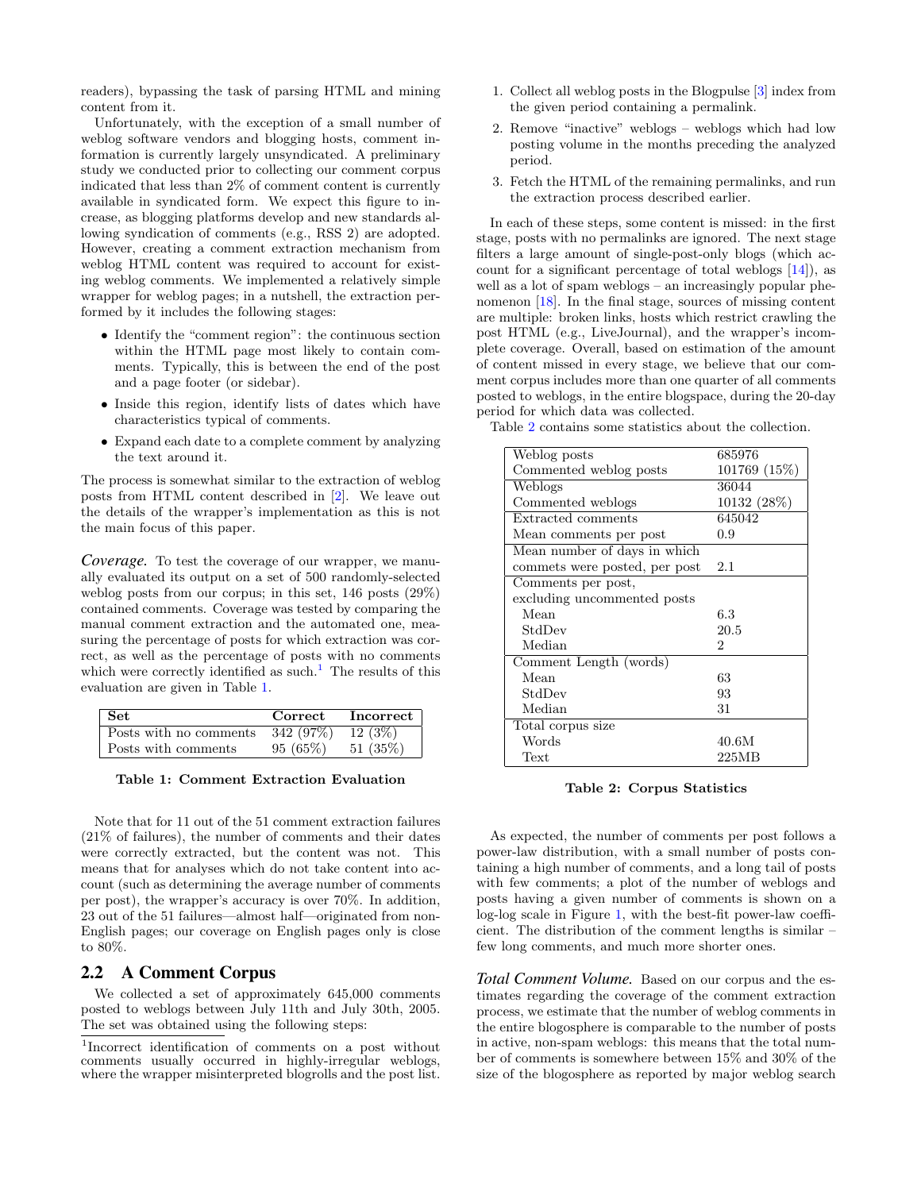readers), bypassing the task of parsing HTML and mining content from it.

Unfortunately, with the exception of a small number of weblog software vendors and blogging hosts, comment information is currently largely unsyndicated. A preliminary study we conducted prior to collecting our comment corpus indicated that less than 2% of comment content is currently available in syndicated form. We expect this figure to increase, as blogging platforms develop and new standards allowing syndication of comments (e.g., RSS 2) are adopted. However, creating a comment extraction mechanism from weblog HTML content was required to account for existing weblog comments. We implemented a relatively simple wrapper for weblog pages; in a nutshell, the extraction performed by it includes the following stages:

- Identify the "comment region": the continuous section within the HTML page most likely to contain comments. Typically, this is between the end of the post and a page footer (or sidebar).
- Inside this region, identify lists of dates which have characteristics typical of comments.
- Expand each date to a complete comment by analyzing the text around it.

The process is somewhat similar to the extraction of weblog posts from HTML content described in [2]. We leave out the details of the wrapper's implementation as this is not the main focus of this paper.

***Coverage.*** To test the coverage of our wrapper, we manually evaluated its output on a set of 500 randomly-selected weblog posts from our corpus; in this set, 146 posts (29%) contained comments. Coverage was tested by comparing the manual comment extraction and the automated one, measuring the percentage of posts for which extraction was correct, as well as the percentage of posts with no comments which were correctly identified as such.[1] The results of this evaluation are given in Table 1.

| Set | Correct | Incorrect |
|---|---|---|
| Posts with no comments | 342 (97%) | 12 (3%) |
| Posts with comments | 95 (65%) | 51 (35%) |

**Table 1: Comment Extraction Evaluation**

Note that for 11 out of the 51 comment extraction failures (21% of failures), the number of comments and their dates were correctly extracted, but the content was not. This means that for analyses which do not take content into account (such as determining the average number of comments per post), the wrapper's accuracy is over 70%. In addition, 23 out of the 51 failures—almost half—originated from non-English pages; our coverage on English pages only is close to 80%.

## 2.2 A Comment Corpus

We collected a set of approximately 645,000 comments posted to weblogs between July 11th and July 30th, 2005. The set was obtained using the following steps:

1. Collect all weblog posts in the Blogpulse [3] index from the given period containing a permalink.
2. Remove "inactive" weblogs – weblogs which had low posting volume in the months preceding the analyzed period.
3. Fetch the HTML of the remaining permalinks, and run the extraction process described earlier.

In each of these steps, some content is missed: in the first stage, posts with no permalinks are ignored. The next stage filters a large amount of single-post-only blogs (which account for a significant percentage of total weblogs [14]), as well as a lot of spam weblogs – an increasingly popular phenomenon [18]. In the final stage, sources of missing content are multiple: broken links, hosts which restrict crawling the post HTML (e.g., LiveJournal), and the wrapper's incomplete coverage. Overall, based on estimation of the amount of content missed in every stage, we believe that our comment corpus includes more than one quarter of all comments posted to weblogs, in the entire blogspace, during the 20-day period for which data was collected.

Table 2 contains some statistics about the collection.

| | |
|---|---|
| Weblog posts | 685976 |
| Commented weblog posts | 101769 (15%) |
| Weblogs | 36044 |
| Commented weblogs | 10132 (28%) |
| Extracted comments | 645042 |
| Mean comments per post | 0.9 |
| Mean number of days in which commets were posted, per post | 2.1 |
| Comments per post, excluding uncommented posts | |
| Mean | 6.3 |
| StdDev | 20.5 |
| Median | 2 |
| Comment Length (words) | |
| Mean | 63 |
| StdDev | 93 |
| Median | 31 |
| Total corpus size | |
| Words | 40.6M |
| Text | 225MB |

**Table 2: Corpus Statistics**

As expected, the number of comments per post follows a power-law distribution, with a small number of posts containing a high number of comments, and a long tail of posts with few comments; a plot of the number of weblogs and posts having a given number of comments is shown on a log-log scale in Figure 1, with the best-fit power-law coefficient. The distribution of the comment lengths is similar – few long comments, and much more shorter ones.

***Total Comment Volume.*** Based on our corpus and the estimates regarding the coverage of the comment extraction process, we estimate that the number of weblog comments in the entire blogosphere is comparable to the number of posts in active, non-spam weblogs: this means that the total number of comments is somewhere between 15% and 30% of the size of the blogosphere as reported by major weblog search

[1] Incorrect identification of comments on a post without comments usually occurred in highly-irregular weblogs, where the wrapper misinterpreted blogrolls and the post list.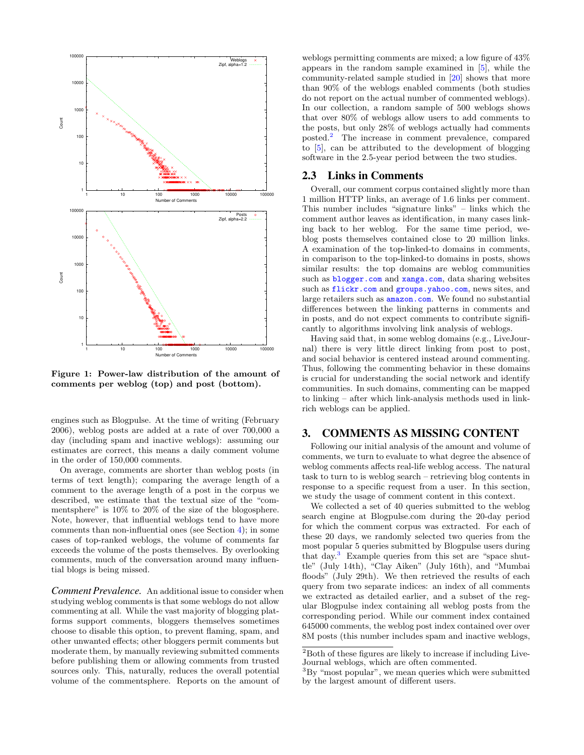Figure 1: Power-law distribution of the amount of comments per weblog (top) and post (bottom).

engines such as Blogpulse. At the time of writing (February 2006), weblog posts are added at a rate of over 700,000 a day (including spam and inactive weblogs): assuming our estimates are correct, this means a daily comment volume in the order of 150,000 comments.

On average, comments are shorter than weblog posts (in terms of text length); comparing the average length of a comment to the average length of a post in the corpus we described, we estimate that the textual size of the "commentsphere" is 10% to 20% of the size of the blogosphere. Note, however, that influential weblogs tend to have more comments than non-influential ones (see Section 4); in some cases of top-ranked weblogs, the volume of comments far exceeds the volume of the posts themselves. By overlooking comments, much of the conversation around many influential blogs is being missed.

***Comment Prevalence.*** An additional issue to consider when studying weblog comments is that some weblogs do not allow commenting at all. While the vast majority of blogging platforms support comments, bloggers themselves sometimes choose to disable this option, to prevent flaming, spam, and other unwanted effects; other bloggers permit comments but moderate them, by manually reviewing submitted comments before publishing them or allowing comments from trusted sources only. This, naturally, reduces the overall potential volume of the commentsphere. Reports on the amount of weblogs permitting comments are mixed; a low figure of 43% appears in the random sample examined in [5], while the community-related sample studied in [20] shows that more than 90% of the weblogs enabled comments (both studies do not report on the actual number of commented weblogs). In our collection, a random sample of 500 weblogs shows that over 80% of weblogs allow users to add comments to the posts, but only 28% of weblogs actually had comments posted.[2] The increase in comment prevalence, compared to [5], can be attributed to the development of blogging software in the 2.5-year period between the two studies.

## 2.3 Links in Comments

Overall, our comment corpus contained slightly more than 1 million HTTP links, an average of 1.6 links per comment. This number includes "signature links" – links which the comment author leaves as identification, in many cases linking back to her weblog. For the same time period, weblog posts themselves contained close to 20 million links. A examination of the top-linked-to domains in comments, in comparison to the top-linked-to domains in posts, shows similar results: the top domains are weblog communities such as `blogger.com` and `xanga.com`, data sharing websites such as `flickr.com` and `groups.yahoo.com`, news sites, and large retailers such as `amazon.com`. We found no substantial differences between the linking patterns in comments and in posts, and do not expect comments to contribute significantly to algorithms involving link analysis of weblogs.

Having said that, in some weblog domains (e.g., LiveJournal) there is very little direct linking from post to post, and social behavior is centered instead around commenting. Thus, following the commenting behavior in these domains is crucial for understanding the social network and identify communities. In such domains, commenting can be mapped to linking – after which link-analysis methods used in link-rich weblogs can be applied.

# 3. COMMENTS AS MISSING CONTENT

Following our initial analysis of the amount and volume of comments, we turn to evaluate to what degree the absence of weblog comments affects real-life weblog access. The natural task to turn to is weblog search – retrieving blog contents in response to a specific request from a user. In this section, we study the usage of comment content in this context.

We collected a set of 40 queries submitted to the weblog search engine at Blogpulse.com during the 20-day period for which the comment corpus was extracted. For each of these 20 days, we randomly selected two queries from the most popular 5 queries submitted by Blogpulse users during that day.[3] Example queries from this set are "space shuttle" (July 14th), "Clay Aiken" (July 16th), and "Mumbai floods" (July 29th). We then retrieved the results of each query from two separate indices: an index of all comments we extracted as detailed earlier, and a subset of the regular Blogpulse index containing all weblog posts from the corresponding period. While our comment index contained 645000 comments, the weblog post index contained over over 8M posts (this number includes spam and inactive weblogs,

---

[2] Both of these figures are likely to increase if including LiveJournal weblogs, which are often commented.

[3] By "most popular", we mean queries which were submitted by the largest amount of different users.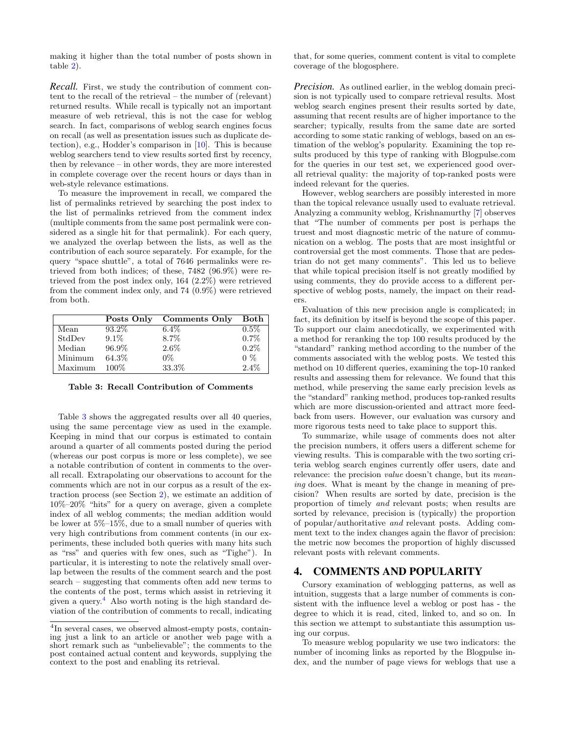making it higher than the total number of posts shown in table 2).

***Recall.*** First, we study the contribution of comment content to the recall of the retrieval – the number of (relevant) returned results. While recall is typically not an important measure of web retrieval, this is not the case for weblog search. In fact, comparisons of weblog search engines focus on recall (as well as presentation issues such as duplicate detection), e.g., Hodder's comparison in [10]. This is because weblog searchers tend to view results sorted first by recency, then by relevance – in other words, they are more interested in complete coverage over the recent hours or days than in web-style relevance estimations.

To measure the improvement in recall, we compared the list of permalinks retrieved by searching the post index to the list of permalinks retrieved from the comment index (multiple comments from the same post permalink were considered as a single hit for that permalink). For each query, we analyzed the overlap between the lists, as well as the contribution of each source separately. For example, for the query "space shuttle", a total of 7646 permalinks were retrieved from both indices; of these, 7482 (96.9%) were retrieved from the post index only, 164 (2.2%) were retrieved from the comment index only, and 74 (0.9%) were retrieved from both.

| | Posts Only | Comments Only | Both |
|---|---|---|---|
| Mean | 93.2% | 6.4% | 0.5% |
| StdDev | 9.1% | 8.7% | 0.7% |
| Median | 96.9% | 2.6% | 0.2% |
| Minimum | 64.3% | 0% | 0 % |
| Maximum | 100% | 33.3% | 2.4% |

**Table 3: Recall Contribution of Comments**

Table 3 shows the aggregated results over all 40 queries, using the same percentage view as used in the example. Keeping in mind that our corpus is estimated to contain around a quarter of all comments posted during the period (whereas our post corpus is more or less complete), we see a notable contribution of content in comments to the overall recall. Extrapolating our observations to account for the comments which are not in our corpus as a result of the extraction process (see Section 2), we estimate an addition of 10%–20% "hits" for a query on average, given a complete index of all weblog comments; the median addition would be lower at 5%–15%, due to a small number of queries with very high contributions from comment contents (in our experiments, these included both queries with many hits such as "rss" and queries with few ones, such as "Tighe"). In particular, it is interesting to note the relatively small overlap between the results of the comment search and the post search – suggesting that comments often add new terms to the contents of the post, terms which assist in retrieving it given a query.[4] Also worth noting is the high standard deviation of the contribution of comments to recall, indicating that, for some queries, comment content is vital to complete coverage of the blogosphere.

[4]In several cases, we observed almost-empty posts, containing just a link to an article or another web page with a short remark such as "unbelievable"; the comments to the post contained actual content and keywords, supplying the context to the post and enabling its retrieval.

***Precision.*** As outlined earlier, in the weblog domain precision is not typically used to compare retrieval results. Most weblog search engines present their results sorted by date, assuming that recent results are of higher importance to the searcher; typically, results from the same date are sorted according to some static ranking of weblogs, based on an estimation of the weblog's popularity. Examining the top results produced by this type of ranking with Blogpulse.com for the queries in our test set, we experienced good overall retrieval quality: the majority of top-ranked posts were indeed relevant for the queries.

However, weblog searchers are possibly interested in more than the topical relevance usually used to evaluate retrieval. Analyzing a community weblog, Krishnamurthy [7] observes that "The number of comments per post is perhaps the truest and most diagnostic metric of the nature of communication on a weblog. The posts that are most insightful or controversial get the most comments. Those that are pedestrian do not get many comments". This led us to believe that while topical precision itself is not greatly modified by using comments, they do provide access to a different perspective of weblog posts, namely, the impact on their readers.

Evaluation of this new precision angle is complicated; in fact, its definition by itself is beyond the scope of this paper. To support our claim anecdotically, we experimented with a method for reranking the top 100 results produced by the "standard" ranking method according to the number of the comments associated with the weblog posts. We tested this method on 10 different queries, examining the top-10 ranked results and assessing them for relevance. We found that this method, while preserving the same early precision levels as the "standard" ranking method, produces top-ranked results which are more discussion-oriented and attract more feedback from users. However, our evaluation was cursory and more rigorous tests need to take place to support this.

To summarize, while usage of comments does not alter the precision numbers, it offers users a different scheme for viewing results. This is comparable with the two sorting criteria weblog search engines currently offer users, date and relevance: the precision *value* doesn't change, but its *meaning* does. What is meant by the change in meaning of precision? When results are sorted by date, precision is the proportion of timely *and* relevant posts; when results are sorted by relevance, precision is (typically) the proportion of popular/authoritative *and* relevant posts. Adding comment text to the index changes again the flavor of precision: the metric now becomes the proportion of highly discussed relevant posts with relevant comments.

## 4. COMMENTS AND POPULARITY

Cursory examination of weblogging patterns, as well as intuition, suggests that a large number of comments is consistent with the influence level a weblog or post has - the degree to which it is read, cited, linked to, and so on. In this section we attempt to substantiate this assumption using our corpus.

To measure weblog popularity we use two indicators: the number of incoming links as reported by the Blogpulse index, and the number of page views for weblogs that use a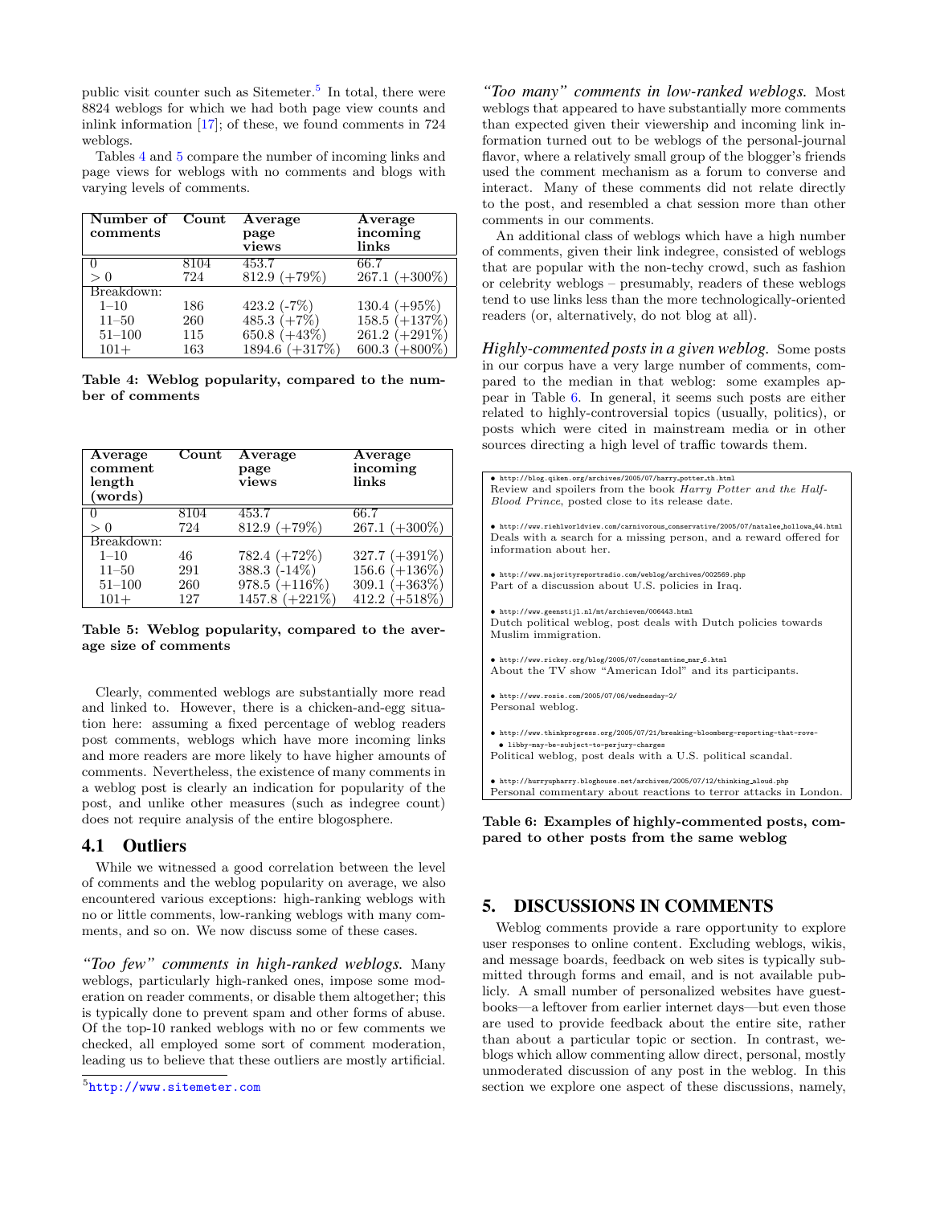public visit counter such as Sitemeter.[5] In total, there were 8824 weblogs for which we had both page view counts and inlink information [17]; of these, we found comments in 724 weblogs.

Tables 4 and 5 compare the number of incoming links and page views for weblogs with no comments and blogs with varying levels of comments.

| Number of comments | Count | Average page views | Average incoming links |
|---|---|---|---|
| 0 | 8104 | 453.7 | 66.7 |
| > 0 | 724 | 812.9 (+79%) | 267.1 (+300%) |
| Breakdown: | | | |
| 1–10 | 186 | 423.2 (-7%) | 130.4 (+95%) |
| 11–50 | 260 | 485.3 (+7%) | 158.5 (+137%) |
| 51–100 | 115 | 650.8 (+43%) | 261.2 (+291%) |
| 101+ | 163 | 1894.6 (+317%) | 600.3 (+800%) |

**Table 4: Weblog popularity, compared to the number of comments**

| Average comment length (words) | Count | Average page views | Average incoming links |
|---|---|---|---|
| 0 | 8104 | 453.7 | 66.7 |
| > 0 | 724 | 812.9 (+79%) | 267.1 (+300%) |
| Breakdown: | | | |
| 1–10 | 46 | 782.4 (+72%) | 327.7 (+391%) |
| 11–50 | 291 | 388.3 (-14%) | 156.6 (+136%) |
| 51–100 | 260 | 978.5 (+116%) | 309.1 (+363%) |
| 101+ | 127 | 1457.8 (+221%) | 412.2 (+518%) |

**Table 5: Weblog popularity, compared to the average size of comments**

Clearly, commented weblogs are substantially more read and linked to. However, there is a chicken-and-egg situation here: assuming a fixed percentage of weblog readers post comments, weblogs which have more incoming links and more readers are more likely to have higher amounts of comments. Nevertheless, the existence of many comments in a weblog post is clearly an indication for popularity of the post, and unlike other measures (such as indegree count) does not require analysis of the entire blogosphere.

## 4.1 Outliers

While we witnessed a good correlation between the level of comments and the weblog popularity on average, we also encountered various exceptions: high-ranking weblogs with no or little comments, low-ranking weblogs with many comments, and so on. We now discuss some of these cases.

***"Too few" comments in high-ranked weblogs.*** Many weblogs, particularly high-ranked ones, impose some moderation on reader comments, or disable them altogether; this is typically done to prevent spam and other forms of abuse. Of the top-10 ranked weblogs with no or few comments we checked, all employed some sort of comment moderation, leading us to believe that these outliers are mostly artificial.

[5] http://www.sitemeter.com

***"Too many" comments in low-ranked weblogs.*** Most weblogs that appeared to have substantially more comments than expected given their viewership and incoming link information turned out to be weblogs of the personal-journal flavor, where a relatively small group of the blogger's friends used the comment mechanism as a forum to converse and interact. Many of these comments did not relate directly to the post, and resembled a chat session more than other comments in our comments.

An additional class of weblogs which have a high number of comments, given their link indegree, consisted of weblogs that are popular with the non-techy crowd, such as fashion or celebrity weblogs – presumably, readers of these weblogs tend to use links less than the more technologically-oriented readers (or, alternatively, do not blog at all).

***Highly-commented posts in a given weblog.*** Some posts in our corpus have a very large number of comments, compared to the median in that weblog: some examples appear in Table 6. In general, it seems such posts are either related to highly-controversial topics (usually, politics), or posts which were cited in mainstream media or in other sources directing a high level of traffic towards them.

- http://blog.qiken.org/archives/2005/07/harry_potter_th.html
  Review and spoilers from the book *Harry Potter and the Half-Blood Prince*, posted close to its release date.
- http://www.riehlworldview.com/carnivorous_conservative/2005/07/natalee_hollows_44.html
  Deals with a search for a missing person, and a reward offered for information about her.
- http://www.majorityreportradio.com/weblog/archives/002569.php
  Part of a discussion about U.S. policies in Iraq.
- http://www.geenstijl.nl/mt/archieven/006443.html
  Dutch political weblog, post deals with Dutch policies towards Muslim immigration.
- http://www.rickey.org/blog/2005/07/constantine_mar_6.html
  About the TV show "American Idol" and its participants.
- http://www.rosie.com/2005/07/06/wednesday-2/
  Personal weblog.
- http://www.thinkprogress.org/2005/07/21/breaking-bloomberg-reporting-that-rove-libby-may-be-subject-to-perjury-charges
  Political weblog, post deals with a U.S. political scandal.
- http://hurryupharry.bloghouse.net/archives/2005/07/12/thinking_aloud.php
  Personal commentary about reactions to terror attacks in London.

**Table 6: Examples of highly-commented posts, compared to other posts from the same weblog**

# 5. DISCUSSIONS IN COMMENTS

Weblog comments provide a rare opportunity to explore user responses to online content. Excluding weblogs, wikis, and message boards, feedback on web sites is typically submitted through forms and email, and is not available publicly. A small number of personalized websites have guestbooks—a leftover from earlier internet days—but even those are used to provide feedback about the entire site, rather than about a particular topic or section. In contrast, weblogs which allow commenting allow direct, personal, mostly unmoderated discussion of any post in the weblog. In this section we explore one aspect of these discussions, namely,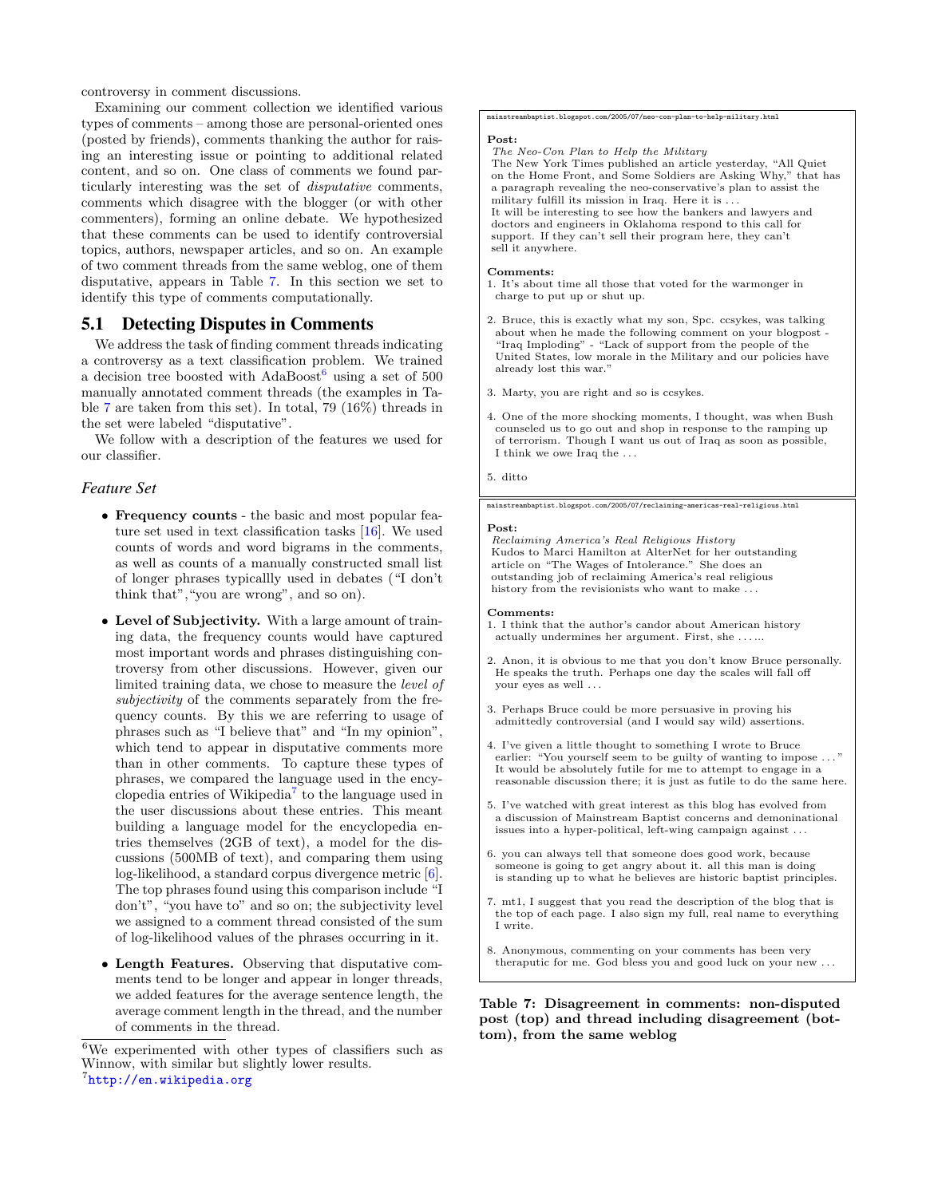controversy in comment discussions.

Examining our comment collection we identified various types of comments – among those are personal-oriented ones (posted by friends), comments thanking the author for raising an interesting issue or pointing to additional related content, and so on. One class of comments we found particularly interesting was the set of *disputative* comments, comments which disagree with the blogger (or with other commenters), forming an online debate. We hypothesized that these comments can be used to identify controversial topics, authors, newspaper articles, and so on. An example of two comment threads from the same weblog, one of them disputative, appears in Table 7. In this section we set to identify this type of comments computationally.

## 5.1 Detecting Disputes in Comments

We address the task of finding comment threads indicating a controversy as a text classification problem. We trained a decision tree boosted with AdaBoost[6] using a set of 500 manually annotated comment threads (the examples in Table 7 are taken from this set). In total, 79 (16%) threads in the set were labeled "disputative".

We follow with a description of the features we used for our classifier.

### *Feature Set*

- **Frequency counts** - the basic and most popular feature set used in text classification tasks [16]. We used counts of words and word bigrams in the comments, as well as counts of a manually constructed small list of longer phrases typicallly used in debates ("I don't think that","you are wrong", and so on).
- **Level of Subjectivity.** With a large amount of training data, the frequency counts would have captured most important words and phrases distinguishing controversy from other discussions. However, given our limited training data, we chose to measure the *level of subjectivity* of the comments separately from the frequency counts. By this we are referring to usage of phrases such as "I believe that" and "In my opinion", which tend to appear in disputative comments more than in other comments. To capture these types of phrases, we compared the language used in the encyclopedia entries of Wikipedia[7] to the language used in the user discussions about these entries. This meant building a language model for the encyclopedia entries themselves (2GB of text), a model for the discussions (500MB of text), and comparing them using log-likelihood, a standard corpus divergence metric [6]. The top phrases found using this comparison include "I don't", "you have to" and so on; the subjectivity level we assigned to a comment thread consisted of the sum of log-likelihood values of the phrases occurring in it.
- **Length Features.** Observing that disputative comments tend to be longer and appear in longer threads, we added features for the average sentence length, the average comment length in the thread, and the number of comments in the thread.

[6]We experimented with other types of classifiers such as Winnow, with similar but slightly lower results.

[7]http://en.wikipedia.org

---

mainstreambaptist.blogspot.com/2005/07/neo-con-plan-to-help-military.html

**Post:**
*The Neo-Con Plan to Help the Military*
The New York Times published an article yesterday, "All Quiet on the Home Front, and Some Soldiers are Asking Why," that has a paragraph revealing the neo-conservative's plan to assist the military fulfill its mission in Iraq. Here it is . . .
It will be interesting to see how the bankers and lawyers and doctors and engineers in Oklahoma respond to this call for support. If they can't sell their program here, they can't sell it anywhere.

**Comments:**

1. It's about time all those that voted for the warmonger in charge to put up or shut up.
2. Bruce, this is exactly what my son, Spc. ccsykes, was talking about when he made the following comment on your blogpost - "Iraq Imploding" - "Lack of support from the people of the United States, low morale in the Military and our policies have already lost this war."
3. Marty, you are right and so is ccsykes.
4. One of the more shocking moments, I thought, was when Bush counseled us to go out and shop in response to the ramping up of terrorism. Though I want us out of Iraq as soon as possible, I think we owe Iraq the . . .
5. ditto

mainstreambaptist.blogspot.com/2005/07/reclaiming-americas-real-religious.html

**Post:**
*Reclaiming America's Real Religious History*
Kudos to Marci Hamilton at AlterNet for her outstanding article on "The Wages of Intolerance." She does an outstanding job of reclaiming America's real religious history from the revisionists who want to make . . .

**Comments:**

1. I think that the author's candor about American history actually undermines her argument. First, she . . ...
2. Anon, it is obvious to me that you don't know Bruce personally. He speaks the truth. Perhaps one day the scales will fall off your eyes as well . . .
3. Perhaps Bruce could be more persuasive in proving his admittedly controversial (and I would say wild) assertions.
4. I've given a little thought to something I wrote to Bruce earlier: "You yourself seem to be guilty of wanting to impose . . ." It would be absolutely futile for me to attempt to engage in a reasonable discussion there; it is just as futile to do the same here.
5. I've watched with great interest as this blog has evolved from a discussion of Mainstream Baptist concerns and demoninational issues into a hyper-political, left-wing campaign against . . .
6. you can always tell that someone does good work, because someone is going to get angry about it. all this man is doing is standing up to what he believes are historic baptist principles.
7. mt1, I suggest that you read the description of the blog that is the top of each page. I also sign my full, real name to everything I write.
8. Anonymous, commenting on your comments has been very theraputic for me. God bless you and good luck on your new . . .

**Table 7: Disagreement in comments: non-disputed post (top) and thread including disagreement (bottom), from the same weblog**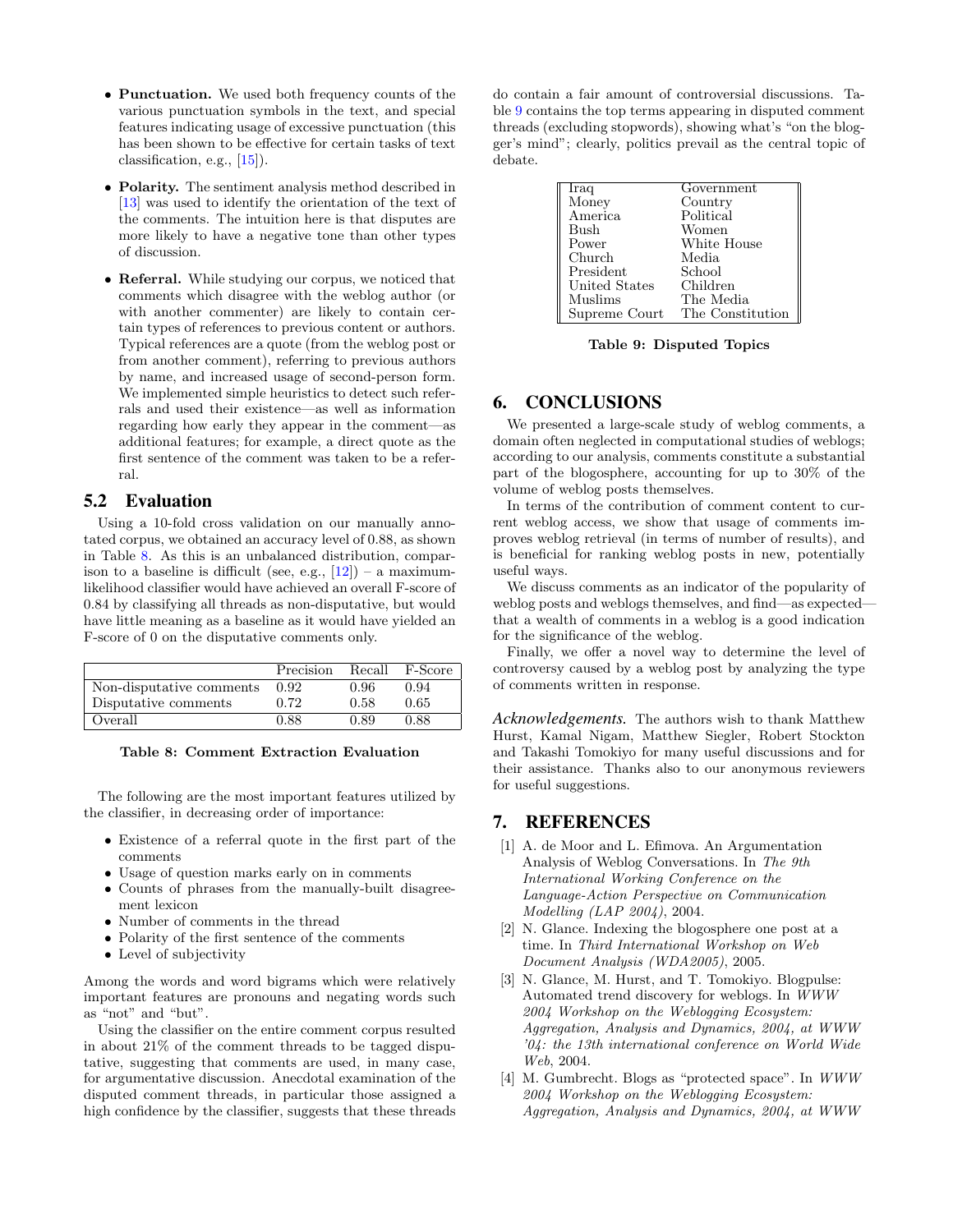- **Punctuation.** We used both frequency counts of the various punctuation symbols in the text, and special features indicating usage of excessive punctuation (this has been shown to be effective for certain tasks of text classification, e.g., [15]).
- **Polarity.** The sentiment analysis method described in [13] was used to identify the orientation of the text of the comments. The intuition here is that disputes are more likely to have a negative tone than other types of discussion.
- **Referral.** While studying our corpus, we noticed that comments which disagree with the weblog author (or with another commenter) are likely to contain certain types of references to previous content or authors. Typical references are a quote (from the weblog post or from another comment), referring to previous authors by name, and increased usage of second-person form. We implemented simple heuristics to detect such referrals and used their existence—as well as information regarding how early they appear in the comment—as additional features; for example, a direct quote as the first sentence of the comment was taken to be a referral.

## 5.2 Evaluation

Using a 10-fold cross validation on our manually annotated corpus, we obtained an accuracy level of 0.88, as shown in Table 8. As this is an unbalanced distribution, comparison to a baseline is difficult (see, e.g., [12]) – a maximum-likelihood classifier would have achieved an overall F-score of 0.84 by classifying all threads as non-disputative, but would have little meaning as a baseline as it would have yielded an F-score of 0 on the disputative comments only.

| | Precision | Recall | F-Score |
|---|---|---|---|
| Non-disputative comments | 0.92 | 0.96 | 0.94 |
| Disputative comments | 0.72 | 0.58 | 0.65 |
| Overall | 0.88 | 0.89 | 0.88 |

**Table 8: Comment Extraction Evaluation**

The following are the most important features utilized by the classifier, in decreasing order of importance:

- Existence of a referral quote in the first part of the comments
- Usage of question marks early on in comments
- Counts of phrases from the manually-built disagreement lexicon
- Number of comments in the thread
- Polarity of the first sentence of the comments
- Level of subjectivity

Among the words and word bigrams which were relatively important features are pronouns and negating words such as "not" and "but".

Using the classifier on the entire comment corpus resulted in about 21% of the comment threads to be tagged disputative, suggesting that comments are used, in many case, for argumentative discussion. Anecdotal examination of the disputed comment threads, in particular those assigned a high confidence by the classifier, suggests that these threads do contain a fair amount of controversial discussions. Table 9 contains the top terms appearing in disputed comment threads (excluding stopwords), showing what's "on the blogger's mind"; clearly, politics prevail as the central topic of debate.

| | |
|---|---|
| Iraq | Government |
| Money | Country |
| America | Political |
| Bush | Women |
| Power | White House |
| Church | Media |
| President | School |
| United States | Children |
| Muslims | The Media |
| Supreme Court | The Constitution |

**Table 9: Disputed Topics**

# 6. CONCLUSIONS

We presented a large-scale study of weblog comments, a domain often neglected in computational studies of weblogs; according to our analysis, comments constitute a substantial part of the blogosphere, accounting for up to 30% of the volume of weblog posts themselves.

In terms of the contribution of comment content to current weblog access, we show that usage of comments improves weblog retrieval (in terms of number of results), and is beneficial for ranking weblog posts in new, potentially useful ways.

We discuss comments as an indicator of the popularity of weblog posts and weblogs themselves, and find—as expected—that a wealth of comments in a weblog is a good indication for the significance of the weblog.

Finally, we offer a novel way to determine the level of controversy caused by a weblog post by analyzing the type of comments written in response.

***Acknowledgements.*** The authors wish to thank Matthew Hurst, Kamal Nigam, Matthew Siegler, Robert Stockton and Takashi Tomokiyo for many useful discussions and for their assistance. Thanks also to our anonymous reviewers for useful suggestions.

# 7. REFERENCES

[1] A. de Moor and L. Efimova. An Argumentation Analysis of Weblog Conversations. In *The 9th International Working Conference on the Language-Action Perspective on Communication Modelling (LAP 2004)*, 2004.

[2] N. Glance. Indexing the blogosphere one post at a time. In *Third International Workshop on Web Document Analysis (WDA2005)*, 2005.

[3] N. Glance, M. Hurst, and T. Tomokiyo. Blogpulse: Automated trend discovery for weblogs. In *WWW 2004 Workshop on the Weblogging Ecosystem: Aggregation, Analysis and Dynamics, 2004, at WWW '04: the 13th international conference on World Wide Web*, 2004.

[4] M. Gumbrecht. Blogs as "protected space". In *WWW 2004 Workshop on the Weblogging Ecosystem: Aggregation, Analysis and Dynamics, 2004, at WWW*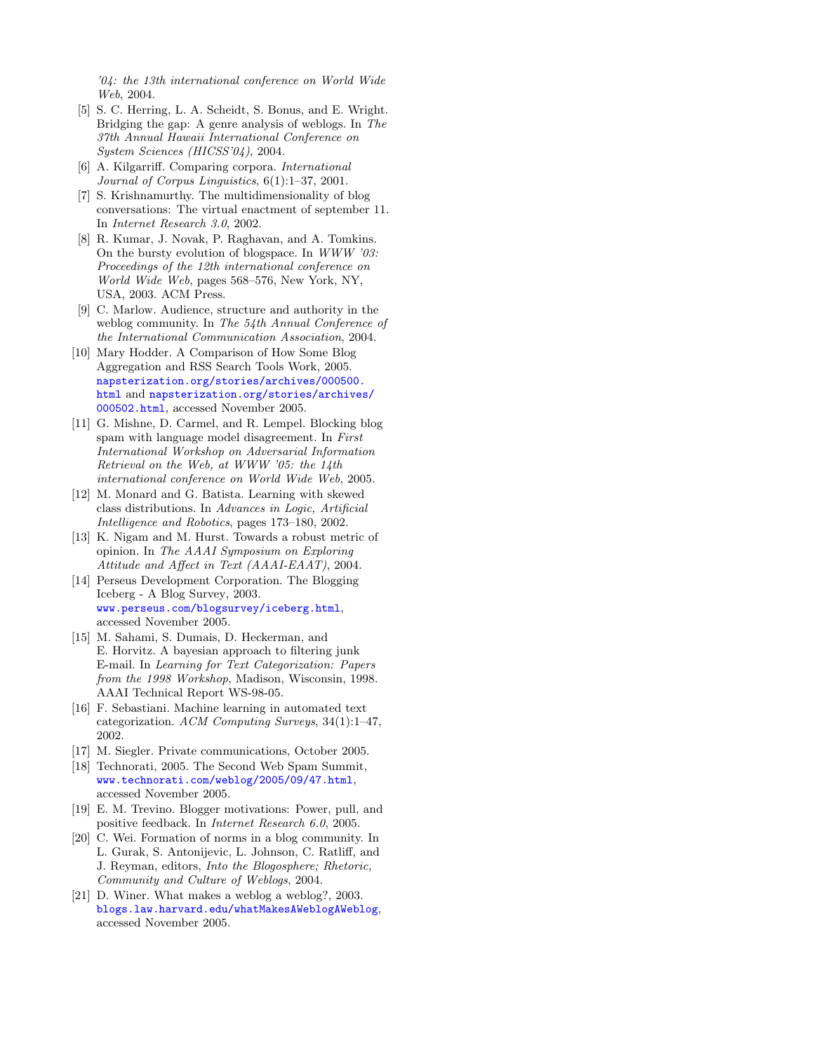*'04: the 13th international conference on World Wide Web*, 2004.

[5] S. C. Herring, L. A. Scheidt, S. Bonus, and E. Wright. Bridging the gap: A genre analysis of weblogs. In *The 37th Annual Hawaii International Conference on System Sciences (HICSS'04)*, 2004.

[6] A. Kilgarriff. Comparing corpora. *International Journal of Corpus Linguistics*, 6(1):1–37, 2001.

[7] S. Krishnamurthy. The multidimensionality of blog conversations: The virtual enactment of september 11. In *Internet Research 3.0*, 2002.

[8] R. Kumar, J. Novak, P. Raghavan, and A. Tomkins. On the bursty evolution of blogspace. In *WWW '03: Proceedings of the 12th international conference on World Wide Web*, pages 568–576, New York, NY, USA, 2003. ACM Press.

[9] C. Marlow. Audience, structure and authority in the weblog community. In *The 54th Annual Conference of the International Communication Association*, 2004.

[10] Mary Hodder. A Comparison of How Some Blog Aggregation and RSS Search Tools Work, 2005. napsterization.org/stories/archives/000500.html and napsterization.org/stories/archives/000502.html, accessed November 2005.

[11] G. Mishne, D. Carmel, and R. Lempel. Blocking blog spam with language model disagreement. In *First International Workshop on Adversarial Information Retrieval on the Web, at WWW '05: the 14th international conference on World Wide Web*, 2005.

[12] M. Monard and G. Batista. Learning with skewed class distributions. In *Advances in Logic, Artificial Intelligence and Robotics*, pages 173–180, 2002.

[13] K. Nigam and M. Hurst. Towards a robust metric of opinion. In *The AAAI Symposium on Exploring Attitude and Affect in Text (AAAI-EAAT)*, 2004.

[14] Perseus Development Corporation. The Blogging Iceberg - A Blog Survey, 2003. www.perseus.com/blogsurvey/iceberg.html, accessed November 2005.

[15] M. Sahami, S. Dumais, D. Heckerman, and E. Horvitz. A bayesian approach to filtering junk E-mail. In *Learning for Text Categorization: Papers from the 1998 Workshop*, Madison, Wisconsin, 1998. AAAI Technical Report WS-98-05.

[16] F. Sebastiani. Machine learning in automated text categorization. *ACM Computing Surveys*, 34(1):1–47, 2002.

[17] M. Siegler. Private communications, October 2005.

[18] Technorati, 2005. The Second Web Spam Summit, www.technorati.com/weblog/2005/09/47.html, accessed November 2005.

[19] E. M. Trevino. Blogger motivations: Power, pull, and positive feedback. In *Internet Research 6.0*, 2005.

[20] C. Wei. Formation of norms in a blog community. In L. Gurak, S. Antonijevic, L. Johnson, C. Ratliff, and J. Reyman, editors, *Into the Blogosphere; Rhetoric, Community and Culture of Weblogs*, 2004.

[21] D. Winer. What makes a weblog a weblog?, 2003. blogs.law.harvard.edu/whatMakesAWeblogAWeblog, accessed November 2005.